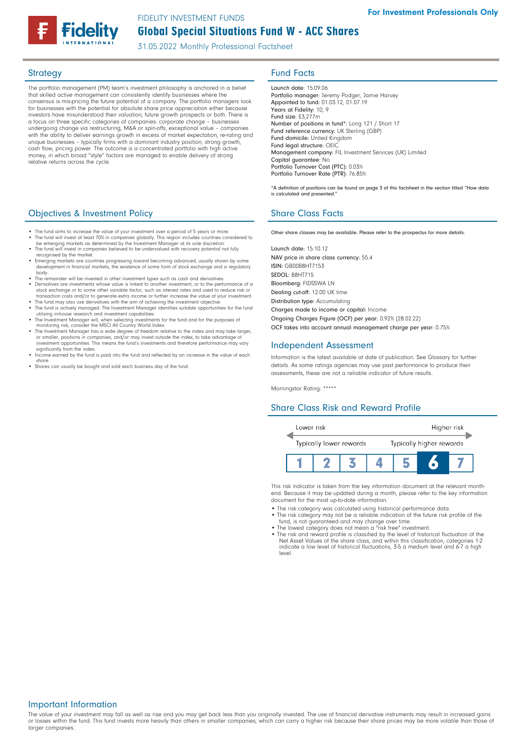FIDELITY INVESTMENT FUNDS

# Global Special Situations Fund W - ACC Shares

31.05.2022 Monthly Professional Factsheet

For Investment Professionals Only

## Strategy

The portfolio management (PM) team's investment philosophy is anchored in a belief that skilled active management can consistently identify businesses where the consensus is mis-pricing the future potential of a company. The portfolio managers look for businesses with the potential for absolute share price appreciation either because investors have misunderstood their valuation, future growth prospects or both. There is a focus on three specific categories of companies: corporate change - businesses undergoing change via restructuring, M&A or spin-offs, exceptional value - companies with the ability to deliver earnings growth in excess of market expectation, re-rating and unique businesses - typically firms with a dominant industry position, strong growth, cash flow, pricing power. The outcome is a concentrated portfolio with high active money, in which broad "style" factors are managed to enable delivery of strong relative returns across the cycle.

## Objectives & Investment Policy

- The fund aims to increase the value of your investment over a period of 5 years or more.
- The fund will invest at least 70% in companies globally. This region includes countries considered to be emerging markets as determined by the Investment Manager at its sole discretion.
- The fund will invest in companies believed to be undervalued with recovery potential not fully recognised by the market.
- Emerging markets are countries progressing toward becoming advanced, usually shown by some development in financial markets, the existence of some form of stock exchange and a regulatory body.
- The remainder will be invested in other investment types such as cash and derivatives.
- Derivatives are investments whose value is linked to another investment, or to the performance of a stock exchange or to some other variable factor, such as interest rates and used to reduce risk or transaction costs and/or to generate extra income or further increase the value of your investment.
- The fund may also use derivatives with the aim of achieving the investment objective.
- The fund is actively managed. The Investment Manager identifies suitable opportunities for the fund utilising in-house research and investment capabilities.
- The Investment Manager will, when selecting investments for the fund and for the purposes of monitoring risk, consider the MSCI All Country World Index.
- The Investment Manager has a wide degree of freedom relative to the index and may take larger, or smaller, positions in companies, and/or may invest outside the index, to take advantage of investment opportunities. This means the fund's investments and therefore performance may vary significantly from the index.
- Income earned by the fund is paid into the fund and reflected by an increase in the value of each share.
- Shares can usually be bought and sold each business day of the fund.

## Fund Facts

Launch date: 15.09.06
Portfolio manager: Jeremy Podger, Jamie Harvey
Appointed to fund: 01.03.12, 01.07.19
Years at Fidelity: 10, 9
Fund size: £3,277m
Number of positions in fund*: Long 121 / Short 17
Fund reference currency: UK Sterling (GBP)
Fund domicile: United Kingdom
Fund legal structure: OEIC
Management company: FIL Investment Services (UK) Limited
Capital guarantee: No
Portfolio Turnover Cost (PTC): 0.03%
Portfolio Turnover Rate (PTR): 76.85%

*A definition of positions can be found on page 3 of this factsheet in the section titled "How data is calculated and presented."

## Share Class Facts

Other share classes may be available. Please refer to the prospectus for more details.

Launch date: 15.10.12
NAV price in share class currency: 55.4
ISIN: GB00B8HT7153
SEDOL: B8HT715
Bloomberg: FIDSSWA LN
Dealing cut-off: 12:00 UK time
Distribution type: Accumulating
Charges made to income or capital: Income
Ongoing Charges Figure (OCF) per year: 0.92% (28.02.22)
OCF takes into account annual management charge per year: 0.75%

## Independent Assessment

Information is the latest available at date of publication. See Glossary for further details. As some ratings agencies may use past performance to produce their assessments, these are not a reliable indicator of future results.

Morningstar Rating: *****

## Share Class Risk and Reward Profile

| Lower risk | | | | | | Higher risk |
|---|---|---|---|---|---|---|
| Typically lower rewards | | | | | | Typically higher rewards |
| 1 | 2 | 3 | 4 | 5 | **6** | 7 |

This risk indicator is taken from the key information document at the relevant month-end. Because it may be updated during a month, please refer to the key information document for the most up-to-date information.

- The risk category was calculated using historical performance data.
- The risk category may not be a reliable indication of the future risk profile of the fund, is not guaranteed and may change over time.
- The lowest category does not mean a "risk free" investment.
- The risk and reward profile is classified by the level of historical fluctuation of the Net Asset Values of the share class, and within this classification, categories 1-2 indicate a low level of historical fluctuations, 3-5 a medium level and 6-7 a high level.

## Important Information

The value of your investment may fall as well as rise and you may get back less than you originally invested. The use of financial derivative instruments may result in increased gains or losses within the fund. This fund invests more heavily than others in smaller companies, which can carry a higher risk because their share prices may be more volatile than those of larger companies.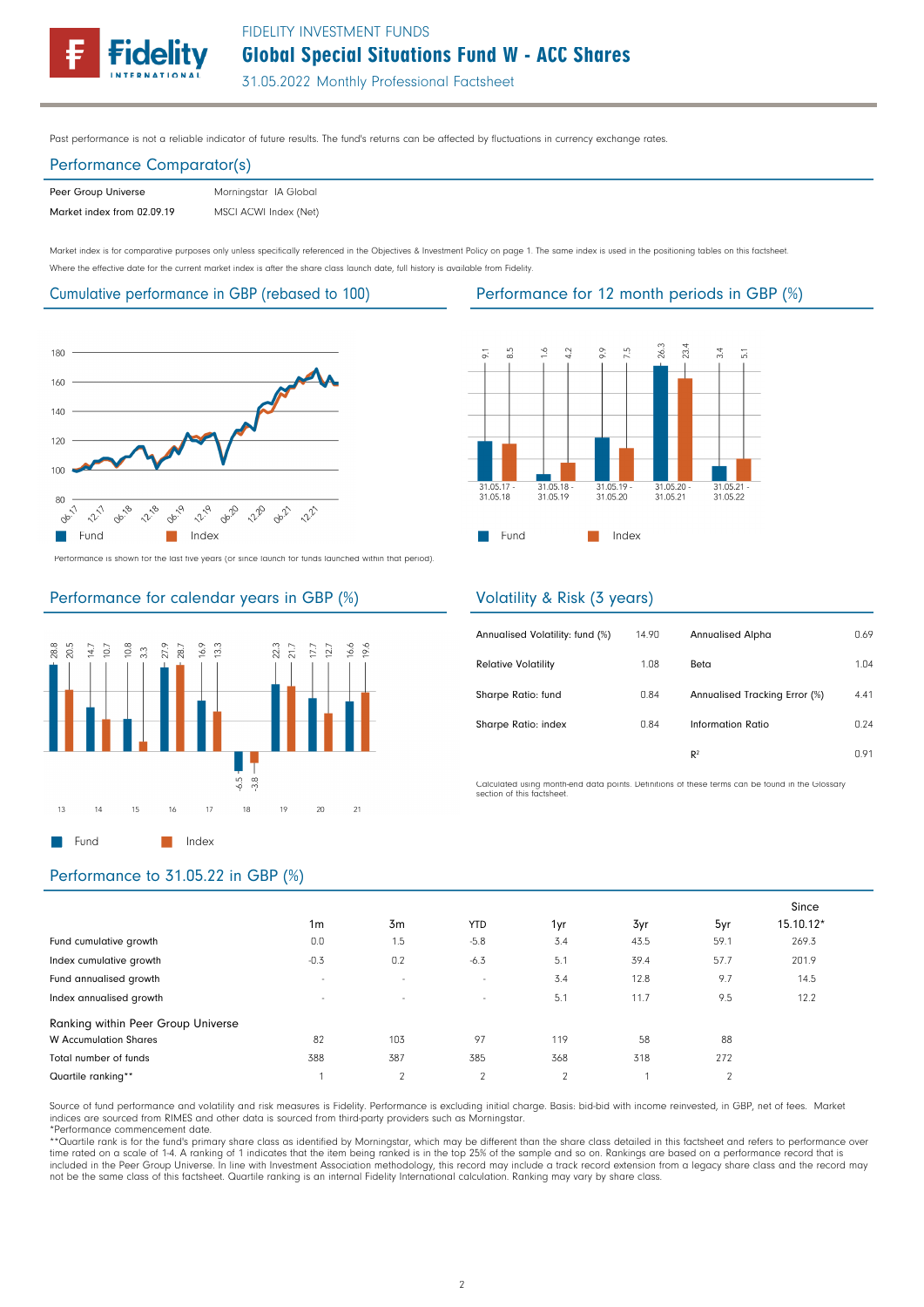Past performance is not a reliable indicator of future results. The fund's returns can be affected by fluctuations in currency exchange rates.

## Performance Comparator(s)

| | |
|---|---|
| Peer Group Universe | Morningstar IA Global |
| Market index from 02.09.19 | MSCI ACWI Index (Net) |

Market index is for comparative purposes only unless specifically referenced in the Objectives & Investment Policy on page 1. The same index is used in the positioning tables on this factsheet.

Where the effective date for the current market index is after the share class launch date, full history is available from Fidelity.

## Cumulative performance in GBP (rebased to 100)

Performance is shown for the last five years (or since launch for funds launched within that period).

## Performance for 12 month periods in GBP (%)

| | 31.05.17 - 31.05.18 | 31.05.18 - 31.05.19 | 31.05.19 - 31.05.20 | 31.05.20 - 31.05.21 | 31.05.21 - 31.05.22 |
|---|---|---|---|---|---|
| Fund | 9.1 | 1.6 | 9.9 | 26.3 | 3.4 |
| Index | 8.5 | 4.2 | 7.5 | 23.4 | 5.1 |

## Performance for calendar years in GBP (%)

| | 13 | 14 | 15 | 16 | 17 | 18 | 19 | 20 | 21 |
|---|---|---|---|---|---|---|---|---|---|
| Fund | 28.8 | 14.7 | 10.8 | 27.9 | 16.9 | -6.5 | 22.3 | 17.7 | 16.6 |
| Index | 20.5 | 10.7 | 3.3 | 28.7 | 13.3 | -3.8 | 21.7 | 12.7 | 19.6 |

## Volatility & Risk (3 years)

| | | | |
|---|---|---|---|
| Annualised Volatility: fund (%) | 14.90 | Annualised Alpha | 0.69 |
| Relative Volatility | 1.08 | Beta | 1.04 |
| Sharpe Ratio: fund | 0.84 | Annualised Tracking Error (%) | 4.41 |
| Sharpe Ratio: index | 0.84 | Information Ratio | 0.24 |
| | | $R^2$ | 0.91 |

Calculated using month-end data points. Definitions of these terms can be found in the Glossary section of this factsheet.

## Performance to 31.05.22 in GBP (%)

| | 1m | 3m | YTD | 1yr | 3yr | 5yr | Since 15.10.12* |
|---|---|---|---|---|---|---|---|
| Fund cumulative growth | 0.0 | 1.5 | -5.8 | 3.4 | 43.5 | 59.1 | 269.3 |
| Index cumulative growth | -0.3 | 0.2 | -6.3 | 5.1 | 39.4 | 57.7 | 201.9 |
| Fund annualised growth | - | - | - | 3.4 | 12.8 | 9.7 | 14.5 |
| Index annualised growth | - | - | - | 5.1 | 11.7 | 9.5 | 12.2 |
| **Ranking within Peer Group Universe** | | | | | | | |
| W Accumulation Shares | 82 | 103 | 97 | 119 | 58 | 88 | |
| Total number of funds | 388 | 387 | 385 | 368 | 318 | 272 | |
| Quartile ranking** | 1 | 2 | 2 | 2 | 1 | 2 | |

Source of fund performance and volatility and risk measures is Fidelity. Performance is excluding initial charge. Basis: bid-bid with income reinvested, in GBP, net of fees. Market indices are sourced from RIMES and other data is sourced from third-party providers such as Morningstar.

*Performance commencement date.

**Quartile rank is for the fund's primary share class as identified by Morningstar, which may be different than the share class detailed in this factsheet and refers to performance over time rated on a scale of 1-4. A ranking of 1 indicates that the item being ranked is in the top 25% of the sample and so on. Rankings are based on a performance record that is included in the Peer Group Universe. In line with Investment Association methodology, this record may include a track record extension from a legacy share class and the record may not be the same class of this factsheet. Quartile ranking is an internal Fidelity International calculation. Ranking may vary by share class.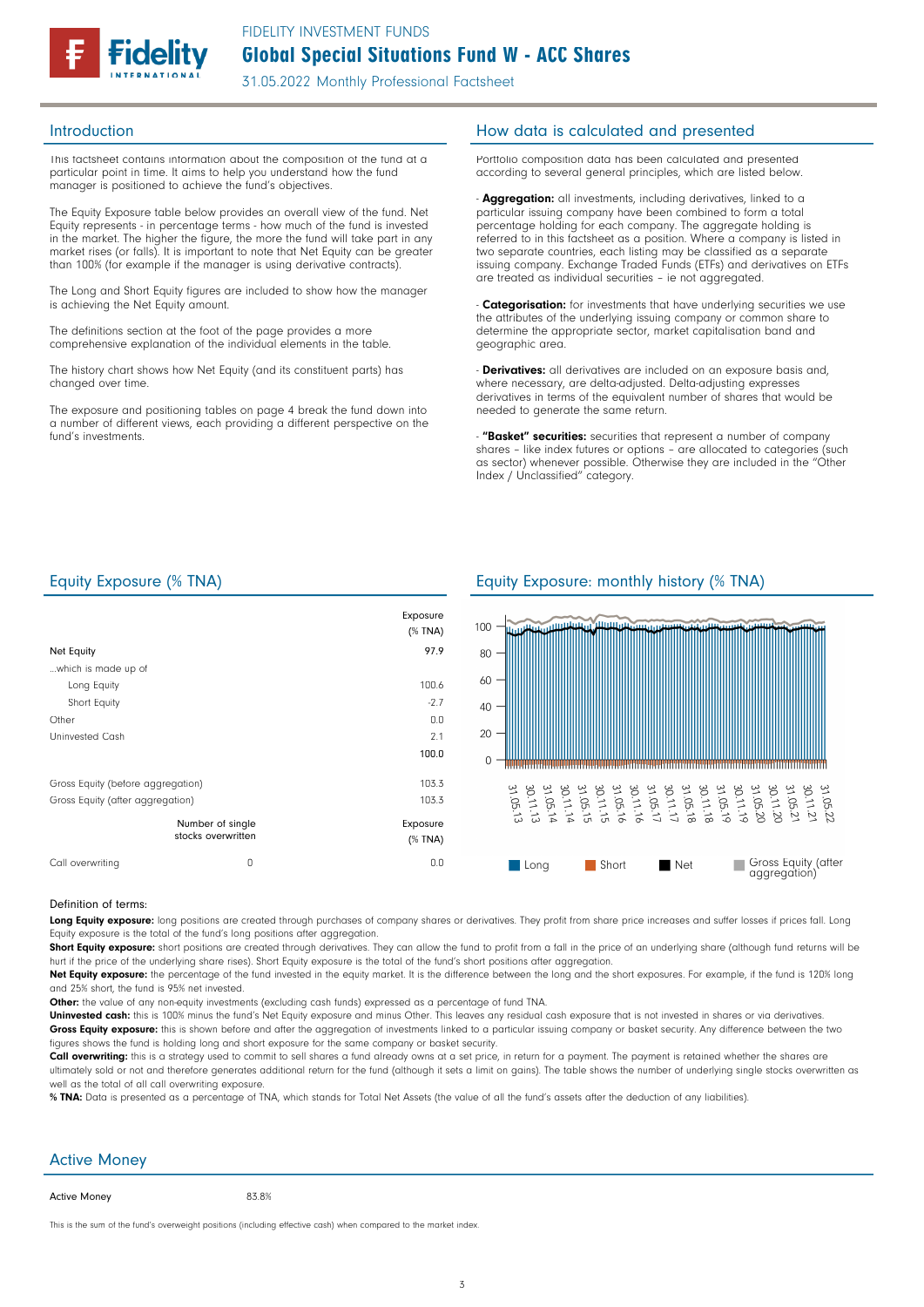# FIDELITY INVESTMENT FUNDS
## Global Special Situations Fund W - ACC Shares
31.05.2022 Monthly Professional Factsheet

## Introduction

This factsheet contains information about the composition of the fund at a particular point in time. It aims to help you understand how the fund manager is positioned to achieve the fund's objectives.

The Equity Exposure table below provides an overall view of the fund. Net Equity represents - in percentage terms - how much of the fund is invested in the market. The higher the figure, the more the fund will take part in any market rises (or falls). It is important to note that Net Equity can be greater than 100% (for example if the manager is using derivative contracts).

The Long and Short Equity figures are included to show how the manager is achieving the Net Equity amount.

The definitions section at the foot of the page provides a more comprehensive explanation of the individual elements in the table.

The history chart shows how Net Equity (and its constituent parts) has changed over time.

The exposure and positioning tables on page 4 break the fund down into a number of different views, each providing a different perspective on the fund's investments.

## How data is calculated and presented

Portfolio composition data has been calculated and presented according to several general principles, which are listed below.

- **Aggregation:** all investments, including derivatives, linked to a particular issuing company have been combined to form a total percentage holding for each company. The aggregate holding is referred to in this factsheet as a position. Where a company is listed in two separate countries, each listing may be classified as a separate issuing company. Exchange Traded Funds (ETFs) and derivatives on ETFs are treated as individual securities – ie not aggregated.

- **Categorisation:** for investments that have underlying securities we use the attributes of the underlying issuing company or common share to determine the appropriate sector, market capitalisation band and geographic area.

- **Derivatives:** all derivatives are included on an exposure basis and, where necessary, are delta-adjusted. Delta-adjusting expresses derivatives in terms of the equivalent number of shares that would be needed to generate the same return.

- **"Basket" securities:** securities that represent a number of company shares – like index futures or options – are allocated to categories (such as sector) whenever possible. Otherwise they are included in the "Other Index / Unclassified" category.

## Equity Exposure (% TNA)

| | | Exposure (% TNA) |
|---|---|---|
| Net Equity | | 97.9 |
| ...which is made up of | | |
| Long Equity | | 100.6 |
| Short Equity | | -2.7 |
| Other | | 0.0 |
| Uninvested Cash | | 2.1 |
| | | 100.0 |
| Gross Equity (before aggregation) | | 103.3 |
| Gross Equity (after aggregation) | | 103.3 |
| | Number of single stocks overwritten | Exposure (% TNA) |
| Call overwriting | 0 | 0.0 |

## Equity Exposure: monthly history (% TNA)

Legend: Long, Short, Net, Gross Equity (after aggregation)

## Definition of terms:

**Long Equity exposure:** long positions are created through purchases of company shares or derivatives. They profit from share price increases and suffer losses if prices fall. Long Equity exposure is the total of the fund's long positions after aggregation.

**Short Equity exposure:** short positions are created through derivatives. They can allow the fund to profit from a fall in the price of an underlying share (although fund returns will be hurt if the price of the underlying share rises). Short Equity exposure is the total of the fund's short positions after aggregation.

**Net Equity exposure:** the percentage of the fund invested in the equity market. It is the difference between the long and the short exposures. For example, if the fund is 120% long and 25% short, the fund is 95% net invested.

**Other:** the value of any non-equity investments (excluding cash funds) expressed as a percentage of fund TNA.

**Uninvested cash:** this is 100% minus the fund's Net Equity exposure and minus Other. This leaves any residual cash exposure that is not invested in shares or via derivatives.

**Gross Equity exposure:** this is shown before and after the aggregation of investments linked to a particular issuing company or basket security. Any difference between the two figures shows the fund is holding long and short exposure for the same company or basket security.

**Call overwriting:** this is a strategy used to commit to sell shares a fund already owns at a set price, in return for a payment. The payment is retained whether the shares are ultimately sold or not and therefore generates additional return for the fund (although it sets a limit on gains). The table shows the number of underlying single stocks overwritten as well as the total of all call overwriting exposure.

**% TNA:** Data is presented as a percentage of TNA, which stands for Total Net Assets (the value of all the fund's assets after the deduction of any liabilities).

## Active Money

| Active Money | 83.8% |
|---|---|

This is the sum of the fund's overweight positions (including effective cash) when compared to the market index.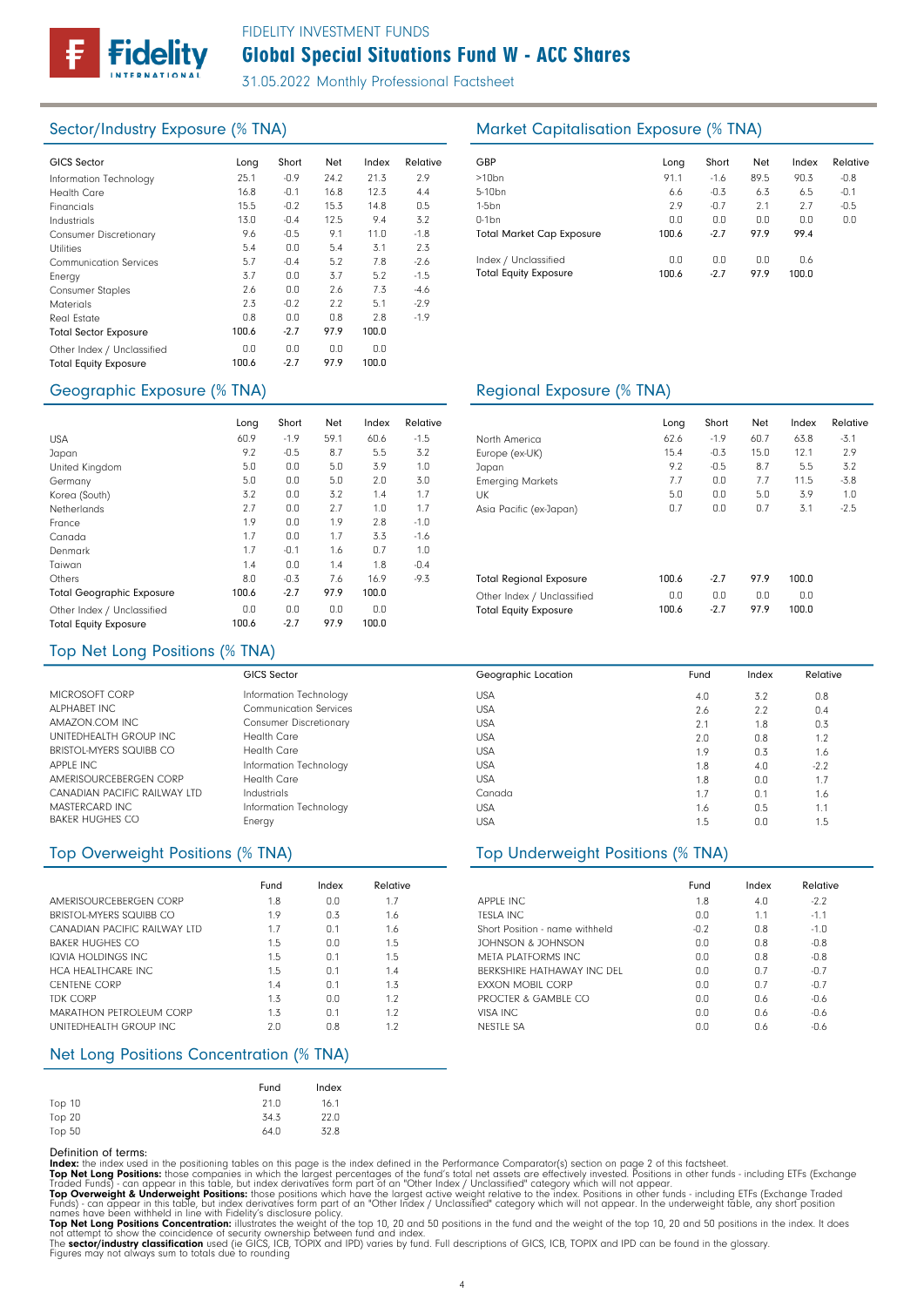FIDELITY INVESTMENT FUNDS

# Global Special Situations Fund W - ACC Shares

31.05.2022 Monthly Professional Factsheet

## Sector/Industry Exposure (% TNA)

| GICS Sector | Long | Short | Net | Index | Relative |
|---|---|---|---|---|---|
| Information Technology | 25.1 | -0.9 | 24.2 | 21.3 | 2.9 |
| Health Care | 16.8 | -0.1 | 16.8 | 12.3 | 4.4 |
| Financials | 15.5 | -0.2 | 15.3 | 14.8 | 0.5 |
| Industrials | 13.0 | -0.4 | 12.5 | 9.4 | 3.2 |
| Consumer Discretionary | 9.6 | -0.5 | 9.1 | 11.0 | -1.8 |
| Utilities | 5.4 | 0.0 | 5.4 | 3.1 | 2.3 |
| Communication Services | 5.7 | -0.4 | 5.2 | 7.8 | -2.6 |
| Energy | 3.7 | 0.0 | 3.7 | 5.2 | -1.5 |
| Consumer Staples | 2.6 | 0.0 | 2.6 | 7.3 | -4.6 |
| Materials | 2.3 | -0.2 | 2.2 | 5.1 | -2.9 |
| Real Estate | 0.8 | 0.0 | 0.8 | 2.8 | -1.9 |
| Total Sector Exposure | 100.6 | -2.7 | 97.9 | 100.0 | |
| Other Index / Unclassified | 0.0 | 0.0 | 0.0 | 0.0 | |
| Total Equity Exposure | 100.6 | -2.7 | 97.9 | 100.0 | |

## Market Capitalisation Exposure (% TNA)

| GBP | Long | Short | Net | Index | Relative |
|---|---|---|---|---|---|
| >10bn | 91.1 | -1.6 | 89.5 | 90.3 | -0.8 |
| 5-10bn | 6.6 | -0.3 | 6.3 | 6.5 | -0.1 |
| 1-5bn | 2.9 | -0.7 | 2.1 | 2.7 | -0.5 |
| 0-1bn | 0.0 | 0.0 | 0.0 | 0.0 | 0.0 |
| Total Market Cap Exposure | 100.6 | -2.7 | 97.9 | 99.4 | |
| Index / Unclassified | 0.0 | 0.0 | 0.0 | 0.6 | |
| Total Equity Exposure | 100.6 | -2.7 | 97.9 | 100.0 | |

## Geographic Exposure (% TNA)

| | Long | Short | Net | Index | Relative |
|---|---|---|---|---|---|
| USA | 60.9 | -1.9 | 59.1 | 60.6 | -1.5 |
| Japan | 9.2 | -0.5 | 8.7 | 5.5 | 3.2 |
| United Kingdom | 5.0 | 0.0 | 5.0 | 3.9 | 1.0 |
| Germany | 5.0 | 0.0 | 5.0 | 2.0 | 3.0 |
| Korea (South) | 3.2 | 0.0 | 3.2 | 1.4 | 1.7 |
| Netherlands | 2.7 | 0.0 | 2.7 | 1.0 | 1.7 |
| France | 1.9 | 0.0 | 1.9 | 2.8 | -1.0 |
| Canada | 1.7 | 0.0 | 1.7 | 3.3 | -1.6 |
| Denmark | 1.7 | -0.1 | 1.6 | 0.7 | 1.0 |
| Taiwan | 1.4 | 0.0 | 1.4 | 1.8 | -0.4 |
| Others | 8.0 | -0.3 | 7.6 | 16.9 | -9.3 |
| Total Geographic Exposure | 100.6 | -2.7 | 97.9 | 100.0 | |
| Other Index / Unclassified | 0.0 | 0.0 | 0.0 | 0.0 | |
| Total Equity Exposure | 100.6 | -2.7 | 97.9 | 100.0 | |

## Regional Exposure (% TNA)

| | Long | Short | Net | Index | Relative |
|---|---|---|---|---|---|
| North America | 62.6 | -1.9 | 60.7 | 63.8 | -3.1 |
| Europe (ex-UK) | 15.4 | -0.3 | 15.0 | 12.1 | 2.9 |
| Japan | 9.2 | -0.5 | 8.7 | 5.5 | 3.2 |
| Emerging Markets | 7.7 | 0.0 | 7.7 | 11.5 | -3.8 |
| UK | 5.0 | 0.0 | 5.0 | 3.9 | 1.0 |
| Asia Pacific (ex-Japan) | 0.7 | 0.0 | 0.7 | 3.1 | -2.5 |
| Total Regional Exposure | 100.6 | -2.7 | 97.9 | 100.0 | |
| Other Index / Unclassified | 0.0 | 0.0 | 0.0 | 0.0 | |
| Total Equity Exposure | 100.6 | -2.7 | 97.9 | 100.0 | |

## Top Net Long Positions (% TNA)

| | GICS Sector | Geographic Location | Fund | Index | Relative |
|---|---|---|---|---|---|
| MICROSOFT CORP | Information Technology | USA | 4.0 | 3.2 | 0.8 |
| ALPHABET INC | Communication Services | USA | 2.6 | 2.2 | 0.4 |
| AMAZON.COM INC | Consumer Discretionary | USA | 2.1 | 1.8 | 0.3 |
| UNITEDHEALTH GROUP INC | Health Care | USA | 2.0 | 0.8 | 1.2 |
| BRISTOL-MYERS SQUIBB CO | Health Care | USA | 1.9 | 0.3 | 1.6 |
| APPLE INC | Information Technology | USA | 1.8 | 4.0 | -2.2 |
| AMERISOURCEBERGEN CORP | Health Care | USA | 1.8 | 0.0 | 1.7 |
| CANADIAN PACIFIC RAILWAY LTD | Industrials | Canada | 1.7 | 0.1 | 1.6 |
| MASTERCARD INC | Information Technology | USA | 1.6 | 0.5 | 1.1 |
| BAKER HUGHES CO | Energy | USA | 1.5 | 0.0 | 1.5 |

## Top Overweight Positions (% TNA)

| | Fund | Index | Relative |
|---|---|---|---|
| AMERISOURCEBERGEN CORP | 1.8 | 0.0 | 1.7 |
| BRISTOL-MYERS SQUIBB CO | 1.9 | 0.3 | 1.6 |
| CANADIAN PACIFIC RAILWAY LTD | 1.7 | 0.1 | 1.6 |
| BAKER HUGHES CO | 1.5 | 0.0 | 1.5 |
| IQVIA HOLDINGS INC | 1.5 | 0.1 | 1.5 |
| HCA HEALTHCARE INC | 1.5 | 0.1 | 1.4 |
| CENTENE CORP | 1.4 | 0.1 | 1.3 |
| TDK CORP | 1.3 | 0.0 | 1.2 |
| MARATHON PETROLEUM CORP | 1.3 | 0.1 | 1.2 |
| UNITEDHEALTH GROUP INC | 2.0 | 0.8 | 1.2 |

## Top Underweight Positions (% TNA)

| | Fund | Index | Relative |
|---|---|---|---|
| APPLE INC | 1.8 | 4.0 | -2.2 |
| TESLA INC | 0.0 | 1.1 | -1.1 |
| Short Position - name withheld | -0.2 | 0.8 | -1.0 |
| JOHNSON & JOHNSON | 0.0 | 0.8 | -0.8 |
| META PLATFORMS INC | 0.0 | 0.8 | -0.8 |
| BERKSHIRE HATHAWAY INC DEL | 0.0 | 0.7 | -0.7 |
| EXXON MOBIL CORP | 0.0 | 0.7 | -0.7 |
| PROCTER & GAMBLE CO | 0.0 | 0.6 | -0.6 |
| VISA INC | 0.0 | 0.6 | -0.6 |
| NESTLE SA | 0.0 | 0.6 | -0.6 |

## Net Long Positions Concentration (% TNA)

| | Fund | Index |
|---|---|---|
| Top 10 | 21.0 | 16.1 |
| Top 20 | 34.3 | 22.0 |
| Top 50 | 64.0 | 32.8 |

Definition of terms:

**Index:** the index used in the positioning tables on this page is the index defined in the Performance Comparator(s) section on page 2 of this factsheet.

**Top Net Long Positions:** those companies in which the largest percentages of the fund's total net assets are effectively invested. Positions in other funds - including ETFs (Exchange Traded Funds) - can appear in this table, but index derivatives form part of an "Other Index / Unclassified" category which will not appear.

**Top Overweight & Underweight Positions:** those positions which have the largest active weight relative to the index. Positions in other funds - including ETFs (Exchange Traded Funds) - can appear in this table, but index derivatives form part of an "Other Index / Unclassified" category which will not appear. In the underweight table, any short position names have been withheld in line with Fidelity's disclosure policy.

**Top Net Long Positions Concentration:** illustrates the weight of the top 10, 20 and 50 positions in the fund and the weight of the top 10, 20 and 50 positions in the index. It does not attempt to show the coincidence of security ownership between fund and index.

The **sector/industry classification** used (ie GICS, ICB, TOPIX and IPD) varies by fund. Full descriptions of GICS, ICB, TOPIX and IPD can be found in the glossary.

Figures may not always sum to totals due to rounding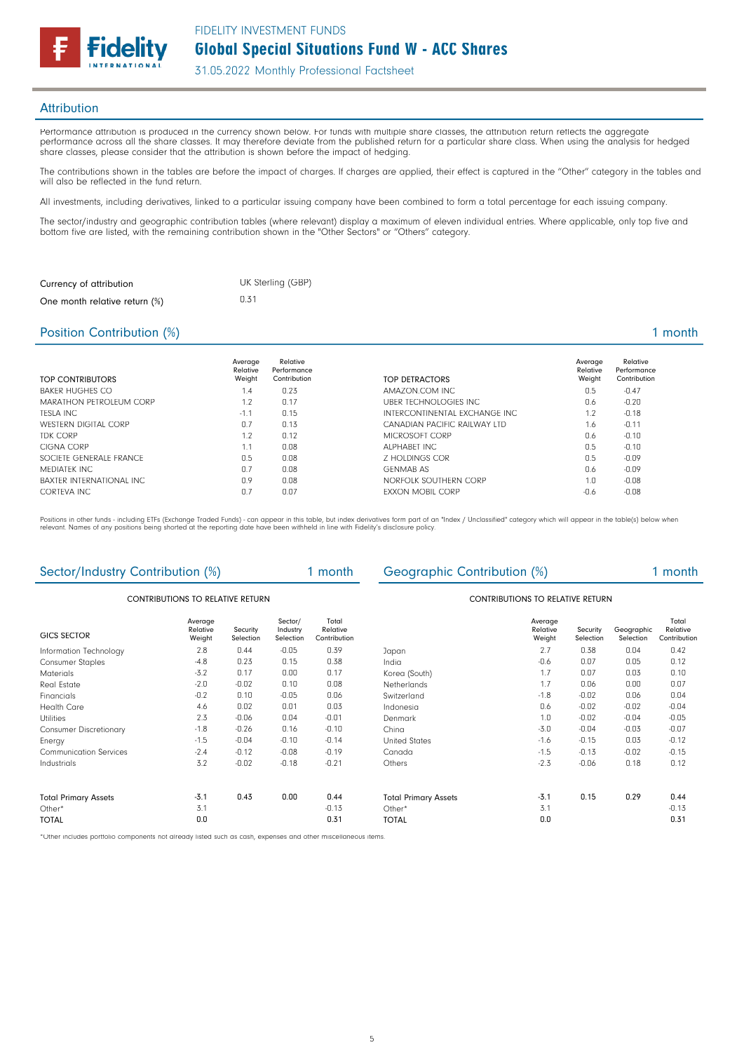## Attribution

Performance attribution is produced in the currency shown below. For funds with multiple share classes, the attribution return reflects the aggregate performance across all the share classes. It may therefore deviate from the published return for a particular share class. When using the analysis for hedged share classes, please consider that the attribution is shown before the impact of hedging.

The contributions shown in the tables are before the impact of charges. If charges are applied, their effect is captured in the "Other" category in the tables and will also be reflected in the fund return.

All investments, including derivatives, linked to a particular issuing company have been combined to form a total percentage for each issuing company.

The sector/industry and geographic contribution tables (where relevant) display a maximum of eleven individual entries. Where applicable, only top five and bottom five are listed, with the remaining contribution shown in the "Other Sectors" or "Others" category.

| | |
|---|---|
| Currency of attribution | UK Sterling (GBP) |
| One month relative return (%) | 0.31 |

## Position Contribution (%) — 1 month

| TOP CONTRIBUTORS | Average Relative Weight | Relative Performance Contribution |
|---|---|---|
| BAKER HUGHES CO | 1.4 | 0.23 |
| MARATHON PETROLEUM CORP | 1.2 | 0.17 |
| TESLA INC | -1.1 | 0.15 |
| WESTERN DIGITAL CORP | 0.7 | 0.13 |
| TDK CORP | 1.2 | 0.12 |
| CIGNA CORP | 1.1 | 0.08 |
| SOCIETE GENERALE FRANCE | 0.5 | 0.08 |
| MEDIATEK INC | 0.7 | 0.08 |
| BAXTER INTERNATIONAL INC | 0.9 | 0.08 |
| CORTEVA INC | 0.7 | 0.07 |

| TOP DETRACTORS | Average Relative Weight | Relative Performance Contribution |
|---|---|---|
| AMAZON.COM INC | 0.5 | -0.47 |
| UBER TECHNOLOGIES INC | 0.6 | -0.20 |
| INTERCONTINENTAL EXCHANGE INC | 1.2 | -0.18 |
| CANADIAN PACIFIC RAILWAY LTD | 1.6 | -0.11 |
| MICROSOFT CORP | 0.6 | -0.10 |
| ALPHABET INC | 0.5 | -0.10 |
| Z HOLDINGS COR | 0.5 | -0.09 |
| GENMAB AS | 0.6 | -0.09 |
| NORFOLK SOUTHERN CORP | 1.0 | -0.08 |
| EXXON MOBIL CORP | -0.6 | -0.08 |

Positions in other funds - including ETFs (Exchange Traded Funds) - can appear in this table, but index derivatives form part of an "Index / Unclassified" category which will appear in the table(s) below when relevant. Names of any positions being shorted at the reporting date have been withheld in line with Fidelity's disclosure policy.

## Sector/Industry Contribution (%) — 1 month

CONTRIBUTIONS TO RELATIVE RETURN

| GICS SECTOR | Average Relative Weight | Security Selection | Sector/ Industry Selection | Total Relative Contribution |
|---|---|---|---|---|
| Information Technology | 2.8 | 0.44 | -0.05 | 0.39 |
| Consumer Staples | -4.8 | 0.23 | 0.15 | 0.38 |
| Materials | -3.2 | 0.17 | 0.00 | 0.17 |
| Real Estate | -2.0 | -0.02 | 0.10 | 0.08 |
| Financials | -0.2 | 0.10 | -0.05 | 0.06 |
| Health Care | 4.6 | 0.02 | 0.01 | 0.03 |
| Utilities | 2.3 | -0.06 | 0.04 | -0.01 |
| Consumer Discretionary | -1.8 | -0.26 | 0.16 | -0.10 |
| Energy | -1.5 | -0.04 | -0.10 | -0.14 |
| Communication Services | -2.4 | -0.12 | -0.08 | -0.19 |
| Industrials | 3.2 | -0.02 | -0.18 | -0.21 |
| Total Primary Assets | -3.1 | 0.43 | 0.00 | 0.44 |
| Other* | 3.1 | | | -0.13 |
| TOTAL | 0.0 | | | 0.31 |

## Geographic Contribution (%) — 1 month

CONTRIBUTIONS TO RELATIVE RETURN

| | Average Relative Weight | Security Selection | Geographic Selection | Total Relative Contribution |
|---|---|---|---|---|
| Japan | 2.7 | 0.38 | 0.04 | 0.42 |
| India | -0.6 | 0.07 | 0.05 | 0.12 |
| Korea (South) | 1.7 | 0.07 | 0.03 | 0.10 |
| Netherlands | 1.7 | 0.06 | 0.00 | 0.07 |
| Switzerland | -1.8 | -0.02 | 0.06 | 0.04 |
| Indonesia | 0.6 | -0.02 | -0.02 | -0.04 |
| Denmark | 1.0 | -0.02 | -0.04 | -0.05 |
| China | -3.0 | -0.04 | -0.03 | -0.07 |
| United States | -1.6 | -0.15 | 0.03 | -0.12 |
| Canada | -1.5 | -0.13 | -0.02 | -0.15 |
| Others | -2.3 | -0.06 | 0.18 | 0.12 |
| Total Primary Assets | -3.1 | 0.15 | 0.29 | 0.44 |
| Other* | 3.1 | | | -0.13 |
| TOTAL | 0.0 | | | 0.31 |

*Other includes portfolio components not already listed such as cash, expenses and other miscellaneous items.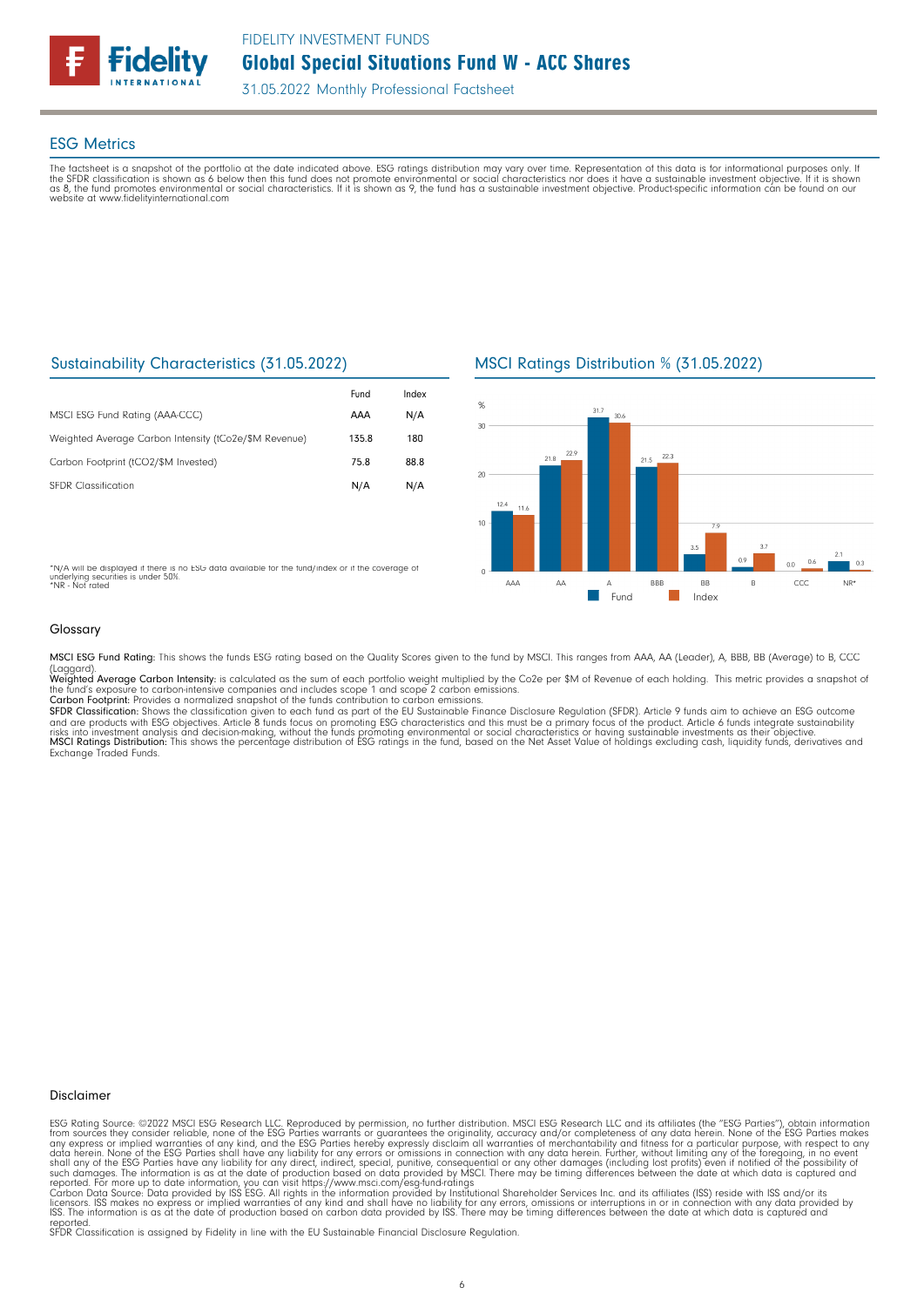## ESG Metrics

The factsheet is a snapshot of the portfolio at the date indicated above. ESG ratings distribution may vary over time. Representation of this data is for informational purposes only. If the SFDR classification is shown as 6 below then this fund does not promote environmental or social characteristics nor does it have a sustainable investment objective. If it is shown as 8, the fund promotes environmental or social characteristics. If it is shown as 9, the fund has a sustainable investment objective. Product-specific information can be found on our website at www.fidelityinternational.com

### Sustainability Characteristics (31.05.2022)

| | Fund | Index |
|---|---|---|
| MSCI ESG Fund Rating (AAA-CCC) | AAA | N/A |
| Weighted Average Carbon Intensity (tCo2e/$M Revenue) | 135.8 | 180 |
| Carbon Footprint (tCO2/$M Invested) | 75.8 | 88.8 |
| SFDR Classification | N/A | N/A |

*N/A will be displayed if there is no ESG data available for the fund/index or if the coverage of underlying securities is under 50%.
*NR - Not rated

### MSCI Ratings Distribution % (31.05.2022)

| % | AAA | AA | A | BBB | BB | B | CCC | NR* |
|---|---|---|---|---|---|---|---|---|
| Fund | 12.4 | 21.8 | 31.7 | 21.5 | 3.5 | 0.9 | 0.0 | 2.1 |
| Index | 11.6 | 22.9 | 30.6 | 22.3 | 7.9 | 3.7 | 0.6 | 0.3 |

### Glossary

**MSCI ESG Fund Rating:** This shows the funds ESG rating based on the Quality Scores given to the fund by MSCI. This ranges from AAA, AA (Leader), A, BBB, BB (Average) to B, CCC (Laggard).
**Weighted Average Carbon Intensity:** is calculated as the sum of each portfolio weight multiplied by the Co2e per $M of Revenue of each holding. This metric provides a snapshot of the fund's exposure to carbon-intensive companies and includes scope 1 and scope 2 carbon emissions.
**Carbon Footprint:** Provides a normalized snapshot of the funds contribution to carbon emissions.
**SFDR Classification:** Shows the classification given to each fund as part of the EU Sustainable Finance Disclosure Regulation (SFDR). Article 9 funds aim to achieve an ESG outcome and are products with ESG objectives. Article 8 funds focus on promoting ESG characteristics and this must be a primary focus of the product. Article 6 funds integrate sustainability risks into investment analysis and decision-making, without the funds promoting environmental or social characteristics or having sustainable investments as their objective.
**MSCI Ratings Distribution:** This shows the percentage distribution of ESG ratings in the fund, based on the Net Asset Value of holdings excluding cash, liquidity funds, derivatives and Exchange Traded Funds.

### Disclaimer

ESG Rating Source: ©2022 MSCI ESG Research LLC. Reproduced by permission, no further distribution. MSCI ESG Research LLC and its affiliates (the "ESG Parties"), obtain information from sources they consider reliable, none of the ESG Parties warrants or guarantees the originality, accuracy and/or completeness of any data herein. None of the ESG Parties makes any express or implied warranties of any kind, and the ESG Parties hereby expressly disclaim all warranties of merchantability and fitness for a particular purpose, with respect to any data herein. None of the ESG Parties shall have any liability for any errors or omissions in connection with any data herein. Further, without limiting any of the foregoing, in no event shall any of the ESG Parties have any liability for any direct, indirect, special, punitive, consequential or any other damages (including lost profits) even if notified of the possibility of such damages. The information is as at the date of production based on data provided by MSCI. There may be timing differences between the date at which data is captured and reported. For more up to date information, you can visit https://www.msci.com/esg-fund-ratings
Carbon Data Source: Data provided by ISS ESG. All rights in the information provided by Institutional Shareholder Services Inc. and its affiliates (ISS) reside with ISS and/or its licensors. ISS makes no express or implied warranties of any kind and shall have no liability for any errors, omissions or interruptions in or in connection with any data provided by ISS. The information is as at the date of production based on carbon data provided by ISS. There may be timing differences between the date at which data is captured and reported.
SFDR Classification is assigned by Fidelity in line with the EU Sustainable Financial Disclosure Regulation.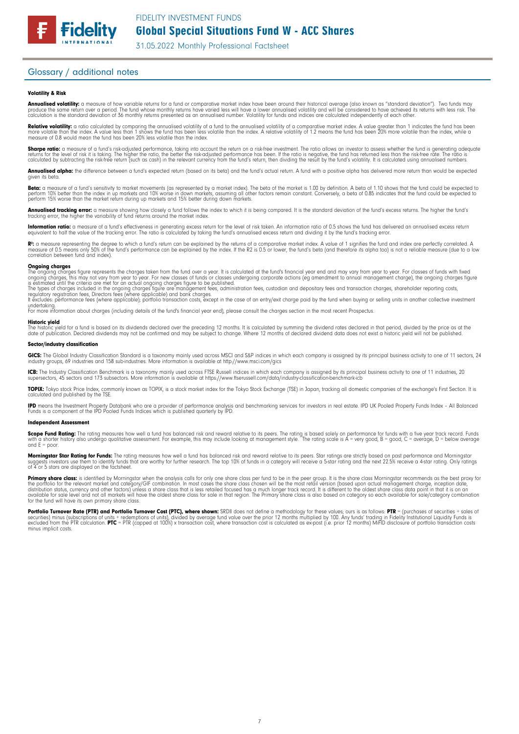## Glossary / additional notes

### Volatility & Risk

**Annualised volatility:** a measure of how variable returns for a fund or comparative market index have been around their historical average (also known as "standard deviation"). Two funds may produce the same return over a period. The fund whose monthly returns have varied less will have a lower annualised volatility and will be considered to have achieved its returns with less risk. The calculation is the standard deviation of 36 monthly returns presented as an annualised number. Volatility for funds and indices are calculated independently of each other.

**Relative volatility:** a ratio calculated by comparing the annualised volatility of a fund to the annualised volatility of a comparative market index. A value greater than 1 indicates the fund has been more volatile than the index. A value less than 1 shows the fund has been less volatile than the index. A relative volatility of 1.2 means the fund has been 20% more volatile than the index, while a measure of 0.8 would mean the fund has been 20% less volatile than the index.

**Sharpe ratio:** a measure of a fund's risk-adjusted performance, taking into account the return on a risk-free investment. The ratio allows an investor to assess whether the fund is generating adequate returns for the level of risk it is taking. The higher the ratio, the better the risk-adjusted performance has been. If the ratio is negative, the fund has returned less than the risk-free rate. The ratio is calculated by subtracting the risk-free return (such as cash) in the relevant currency from the fund's return, then dividing the result by the fund's volatility. It is calculated using annualised numbers.

**Annualised alpha:** the difference between a fund's expected return (based on its beta) and the fund's actual return. A fund with a positive alpha has delivered more return than would be expected given its beta.

**Beta:** a measure of a fund's sensitivity to market movements (as represented by a market index). The beta of the market is 1.00 by definition. A beta of 1.10 shows that the fund could be expected to perform 10% better than the index in up markets and 10% worse in down markets, assuming all other factors remain constant. Conversely, a beta of 0.85 indicates that the fund could be expected to perform 15% worse than the market return during up markets and 15% better during down markets.

**Annualised tracking error:** a measure showing how closely a fund follows the index to which it is being compared. It is the standard deviation of the fund's excess returns. The higher the fund's tracking error, the higher the variability of fund returns around the market index.

**Information ratio:** a measure of a fund's effectiveness in generating excess return for the level of risk taken. An information ratio of 0.5 shows the fund has delivered an annualised excess return equivalent to half the value of the tracking error. The ratio is calculated by taking the fund's annualised excess return and dividing it by the fund's tracking error.

**$R^2$:** a measure representing the degree to which a fund's return can be explained by the returns of a comparative market index. A value of 1 signifies the fund and index are perfectly correlated. A measure of 0.5 means only 50% of the fund's performance can be explained by the index. If the R2 is 0.5 or lower, the fund's beta (and therefore its alpha too) is not a reliable measure (due to a low correlation between fund and index).

**Ongoing charges**
The ongoing charges figure represents the charges taken from the fund over a year. It is calculated at the fund's financial year end and may vary from year to year. For classes of funds with fixed ongoing charges, this may not vary from year to year. For new classes of funds or classes undergoing corporate actions (eg amendment to annual management charge), the ongoing charges figure is estimated until the criteria are met for an actual ongoing charges figure to be published.
The types of charges included in the ongoing charges figure are management fees, administration fees, custodian and depositary fees and transaction charges, shareholder reporting costs, regulatory registration fees, Directors fees (where applicable) and bank charges.
It excludes: performance fees (where applicable); portfolio transaction costs, except in the case of an entry/exit charge paid by the fund when buying or selling units in another collective investment undertaking.
For more information about charges (including details of the fund's financial year end), please consult the charges section in the most recent Prospectus.

**Historic yield**
The historic yield for a fund is based on its dividends declared over the preceding 12 months. It is calculated by summing the dividend rates declared in that period, divided by the price as at the date of publication. Declared dividends may not be confirmed and may be subject to change. Where 12 months of declared dividend data does not exist a historic yield will not be published.

### Sector/industry classification

**GICS:** The Global Industry Classification Standard is a taxonomy mainly used across MSCI and S&P indices in which each company is assigned by its principal business activity to one of 11 sectors, 24 industry groups, 69 industries and 158 sub-industries. More information is available at http://www.msci.com/gics

**ICB:** The Industry Classification Benchmark is a taxonomy mainly used across FTSE Russell indices in which each company is assigned by its principal business activity to one of 11 industries, 20 supersectors, 45 sectors and 173 subsectors. More information is available at https://www.ftserussell.com/data/industry-classification-benchmark-icb

**TOPIX:** Tokyo stock Price Index, commonly known as TOPIX, is a stock market index for the Tokyo Stock Exchange (TSE) in Japan, tracking all domestic companies of the exchange's First Section. It is calculated and published by the TSE.

**IPD** means the Investment Property Databank who are a provider of performance analysis and benchmarking services for investors in real estate. IPD UK Pooled Property Funds Index - All Balanced Funds is a component of the IPD Pooled Funds Indices which is published quarterly by IPD.

### Independent Assessment

**Scope Fund Rating:** The rating measures how well a fund has balanced risk and reward relative to its peers. The rating is based solely on performance for funds with a five year track record. Funds with a shorter history also undergo qualitative assessment. For example, this may include looking at management style. The rating scale is A = very good, B = good, C = average, D = below average and E = poor.

**Morningstar Star Rating for Funds:** The rating measures how well a fund has balanced risk and reward relative to its peers. Star ratings are strictly based on past performance and Morningstar suggests investors use them to identify funds that are worthy for further research. The top 10% of funds in a category will receive a 5-star rating and the next 22.5% receive a 4-star rating. Only ratings of 4 or 5 stars are displayed on the factsheet.

**Primary share class:** is identified by Morningstar when the analysis calls for only one share class per fund to be in the peer group. It is the share class Morningstar recommends as the best proxy for the portfolio for the relevant market and category/GIF combination. In most cases the share class chosen will be the most retail version (based upon actual management charge, inception date, distribution status, currency and other factors) unless a share class that is less retailed focused has a much longer track record. It is different to the oldest share class data point in that it is on an available for sale level and not all markets will have the oldest share class for sale in that region. The Primary share class is also based on category so each available for sale/category combination for the fund will have its own primary share class.

**Portfolio Turnover Rate (PTR) and Portfolio Turnover Cost (PTC), where shown:** SRDII does not define a methodology for these values; ours is as follows: **PTR** = (purchases of securities + sales of securities) minus (subscriptions of units + redemptions of units), divided by average fund value over the prior 12 months multiplied by 100. Any funds' trading in Fidelity Institutional Liquidity Funds is excluded from the PTR calculation. **PTC** = PTR (capped at 100%) x transaction cost, where transaction cost is calculated as ex-post (i.e. prior 12 months) MiFID disclosure of portfolio transaction costs minus implicit costs.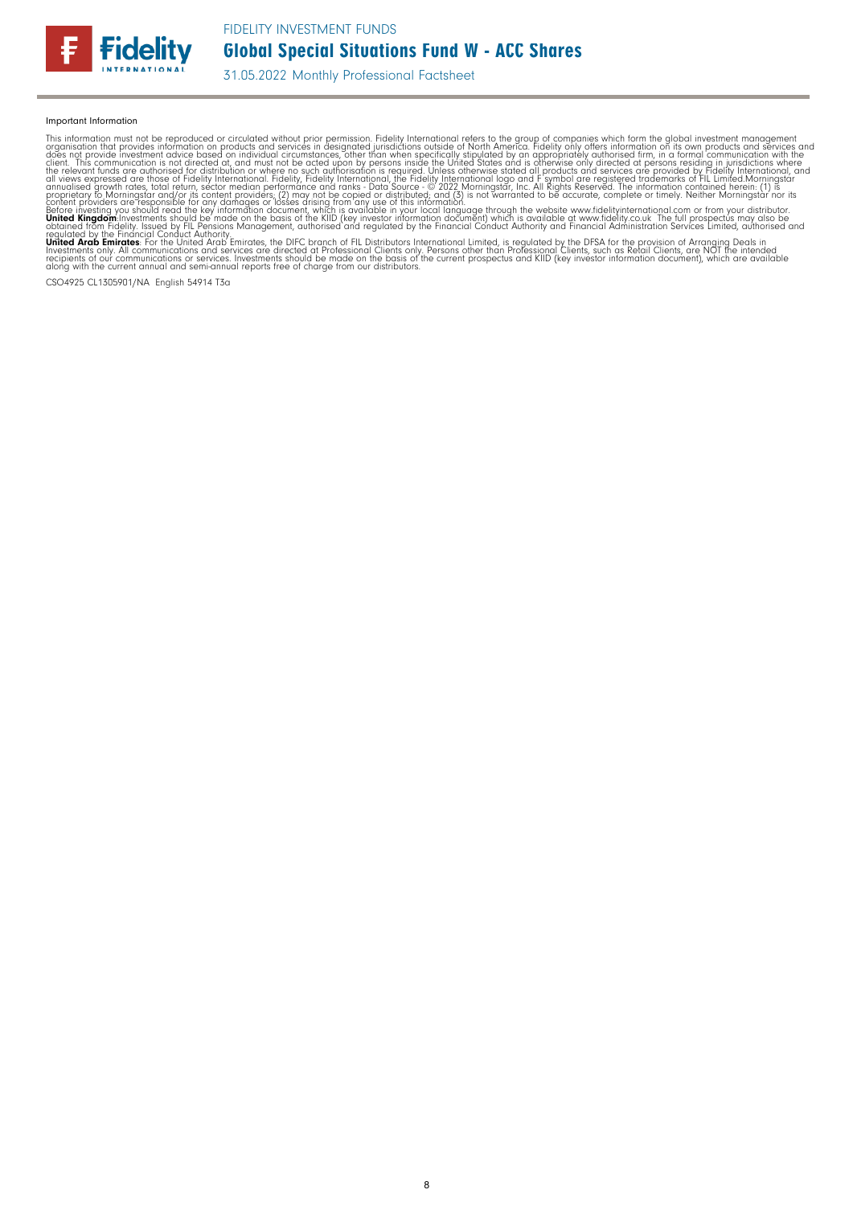Important Information

This information must not be reproduced or circulated without prior permission. Fidelity International refers to the group of companies which form the global investment management organisation that provides information on products and services in designated jurisdictions outside of North America. Fidelity only offers information on its own products and services and does not provide investment advice based on individual circumstances, other than when specifically stipulated by an appropriately authorised firm, in a formal communication with the client. This communication is not directed at, and must not be acted upon by persons inside the United States and is otherwise only directed at persons residing in jurisdictions where the relevant funds are authorised for distribution or where no such authorisation is required. Unless otherwise stated all products and services are provided by Fidelity International, and all views expressed are those of Fidelity International. Fidelity, Fidelity International, the Fidelity International logo and F symbol are registered trademarks of FIL Limited.Morningstar annualised growth rates, total return, sector median performance and ranks - Data Source - © 2022 Morningstar, Inc. All Rights Reserved. The information contained herein: (1) is proprietary to Morningstar and/or its content providers; (2) may not be copied or distributed; and (3) is not warranted to be accurate, complete or timely. Neither Morningstar nor its content providers are responsible for any damages or losses arising from any use of this information.
Before investing you should read the key information document, which is available in your local language through the website www.fidelityinternational.com or from your distributor.
**United Kingdom**:Investments should be made on the basis of the KIID (key investor information document) which is available at www.fidelity.co.uk The full prospectus may also be obtained from Fidelity. Issued by FIL Pensions Management, authorised and regulated by the Financial Conduct Authority and Financial Administration Services Limited, authorised and regulated by the Financial Conduct Authority.
**United Arab Emirates**: For the United Arab Emirates, the DIFC branch of FIL Distributors International Limited, is regulated by the DFSA for the provision of Arranging Deals in Investments only. All communications and services are directed at Professional Clients only. Persons other than Professional Clients, such as Retail Clients, are NOT the intended recipients of our communications or services. Investments should be made on the basis of the current prospectus and KIID (key investor information document), which are available along with the current annual and semi-annual reports free of charge from our distributors.

CSO4925 CL1305901/NA English 54914 T3a